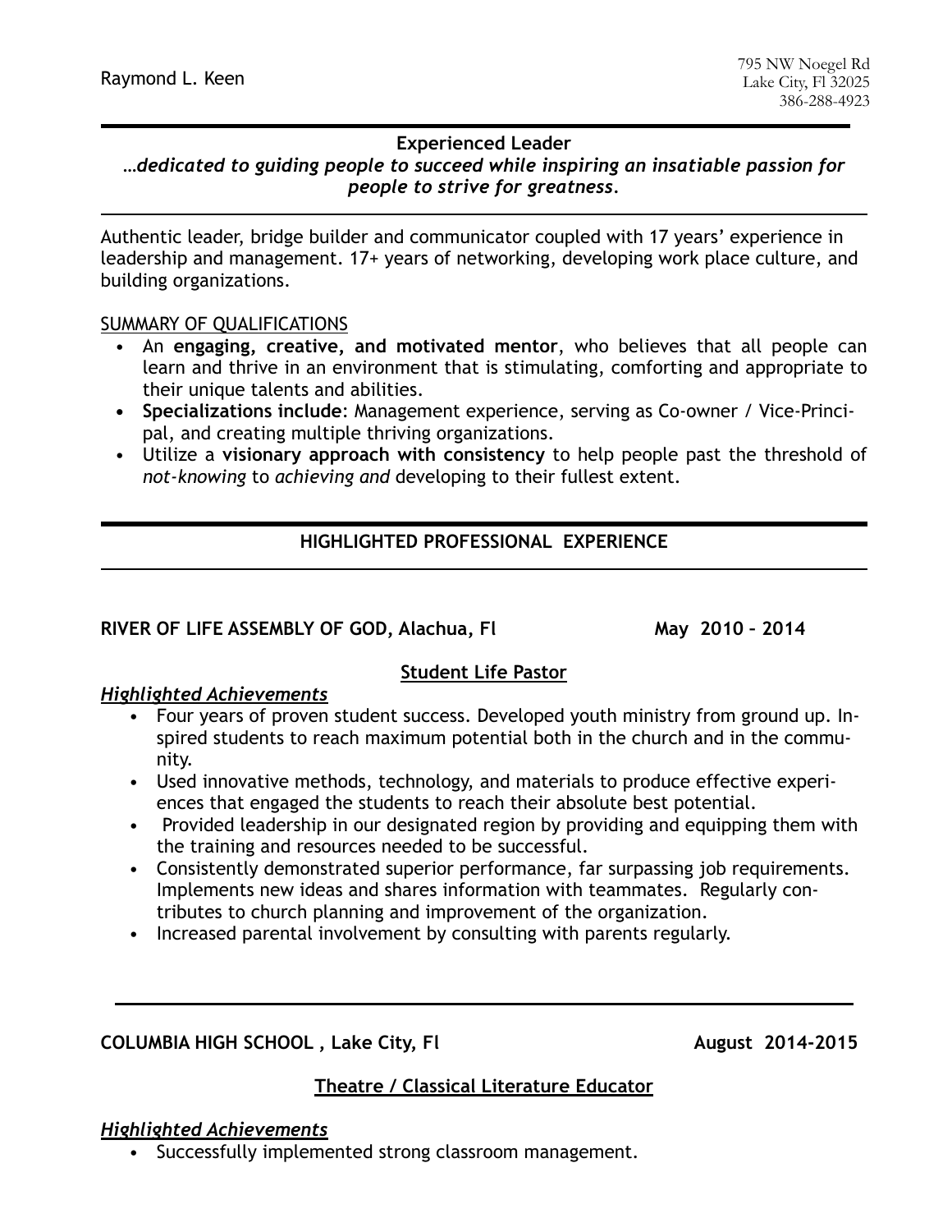Raymond L. Keen

795 NW Noegel Rd
Lake City, Fl 32025
386-288-4923

**Experienced Leader**

*…dedicated to guiding people to succeed while inspiring an insatiable passion for people to strive for greatness.*

Authentic leader, bridge builder and communicator coupled with 17 years' experience in leadership and management. 17+ years of networking, developing work place culture, and building organizations.

SUMMARY OF QUALIFICATIONS

- An **engaging, creative, and motivated mentor**, who believes that all people can learn and thrive in an environment that is stimulating, comforting and appropriate to their unique talents and abilities.
- **Specializations include**: Management experience, serving as Co-owner / Vice-Principal, and creating multiple thriving organizations.
- Utilize a **visionary approach with consistency** to help people past the threshold of *not-knowing* to *achieving and* developing to their fullest extent.

## HIGHLIGHTED PROFESSIONAL EXPERIENCE

**RIVER OF LIFE ASSEMBLY OF GOD, Alachua, Fl** **May 2010 – 2014**

**Student Life Pastor**

***Highlighted Achievements***

- Four years of proven student success. Developed youth ministry from ground up. Inspired students to reach maximum potential both in the church and in the community.
- Used innovative methods, technology, and materials to produce effective experiences that engaged the students to reach their absolute best potential.
- Provided leadership in our designated region by providing and equipping them with the training and resources needed to be successful.
- Consistently demonstrated superior performance, far surpassing job requirements. Implements new ideas and shares information with teammates. Regularly contributes to church planning and improvement of the organization.
- Increased parental involvement by consulting with parents regularly.

**COLUMBIA HIGH SCHOOL , Lake City, Fl** **August 2014-2015**

**Theatre / Classical Literature Educator**

***Highlighted Achievements***

- Successfully implemented strong classroom management.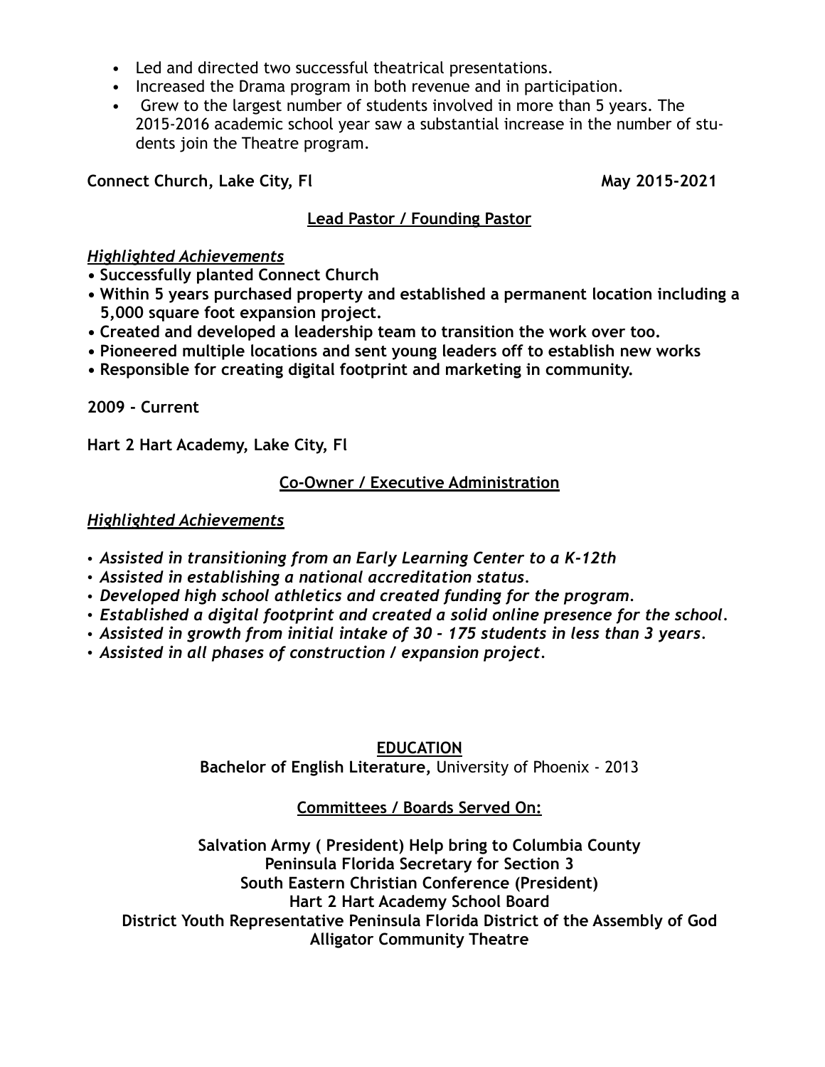- Led and directed two successful theatrical presentations.
- Increased the Drama program in both revenue and in participation.
- Grew to the largest number of students involved in more than 5 years. The 2015-2016 academic school year saw a substantial increase in the number of students join the Theatre program.

**Connect Church, Lake City, Fl** **May 2015-2021**

**Lead Pastor / Founding Pastor**

***Highlighted Achievements***

- **Successfully planted Connect Church**
- **Within 5 years purchased property and established a permanent location including a 5,000 square foot expansion project.**
- **Created and developed a leadership team to transition the work over too.**
- **Pioneered multiple locations and sent young leaders off to establish new works**
- **Responsible for creating digital footprint and marketing in community.**

**2009 - Current**

**Hart 2 Hart Academy, Lake City, Fl**

**Co-Owner / Executive Administration**

***Highlighted Achievements***

- ***Assisted in transitioning from an Early Learning Center to a K-12th***
- ***Assisted in establishing a national accreditation status.***
- ***Developed high school athletics and created funding for the program.***
- ***Established a digital footprint and created a solid online presence for the school.***
- ***Assisted in growth from initial intake of 30 - 175 students in less than 3 years.***
- ***Assisted in all phases of construction / expansion project.***

## EDUCATION

**Bachelor of English Literature,** University of Phoenix - 2013

## Committees / Boards Served On:

**Salvation Army ( President) Help bring to Columbia County**
**Peninsula Florida Secretary for Section 3**
**South Eastern Christian Conference (President)**
**Hart 2 Hart Academy School Board**
**District Youth Representative Peninsula Florida District of the Assembly of God**
**Alligator Community Theatre**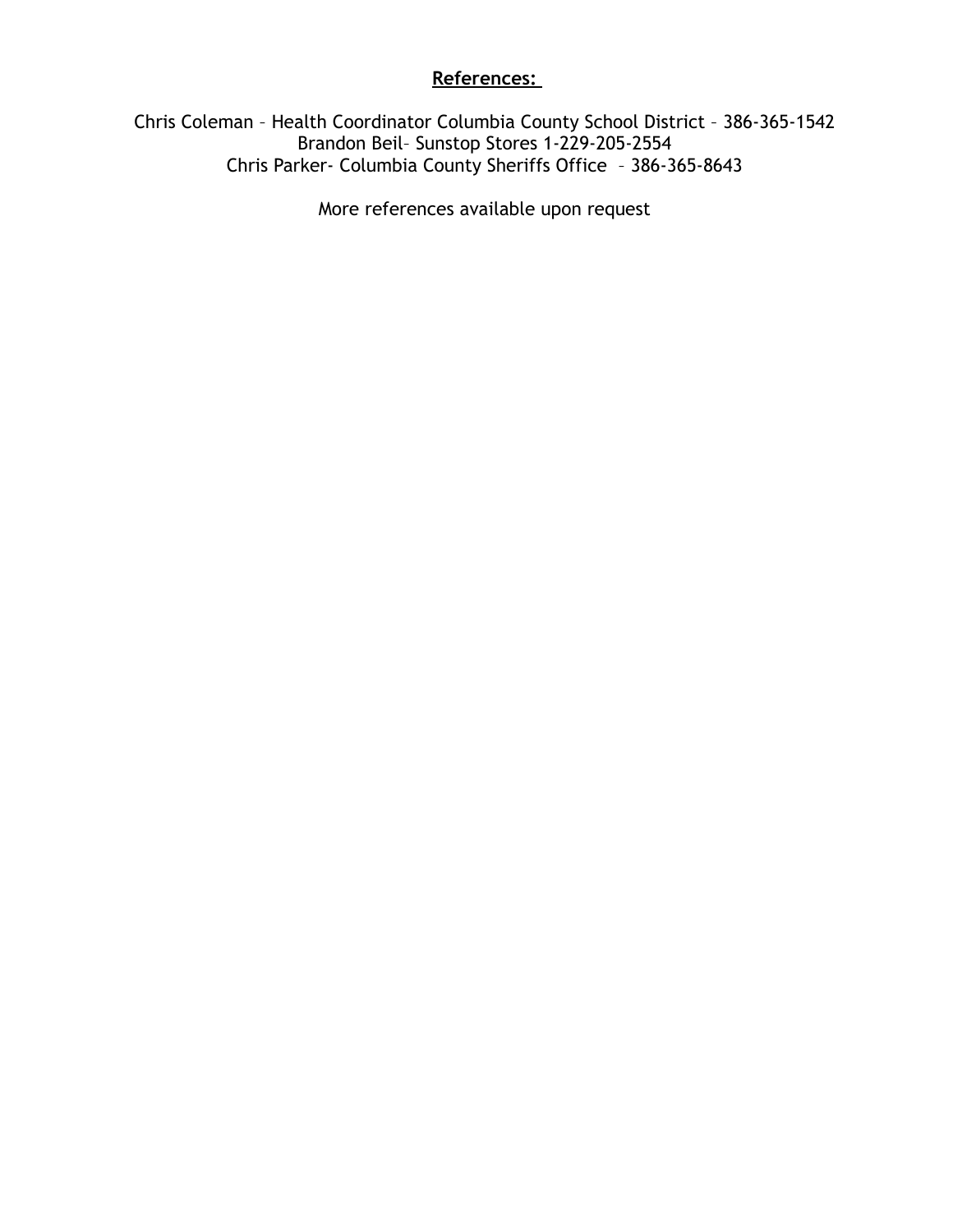**References:**

Chris Coleman – Health Coordinator Columbia County School District – 386-365-1542
Brandon Beil– Sunstop Stores 1-229-205-2554
Chris Parker- Columbia County Sheriffs Office – 386-365-8643

More references available upon request